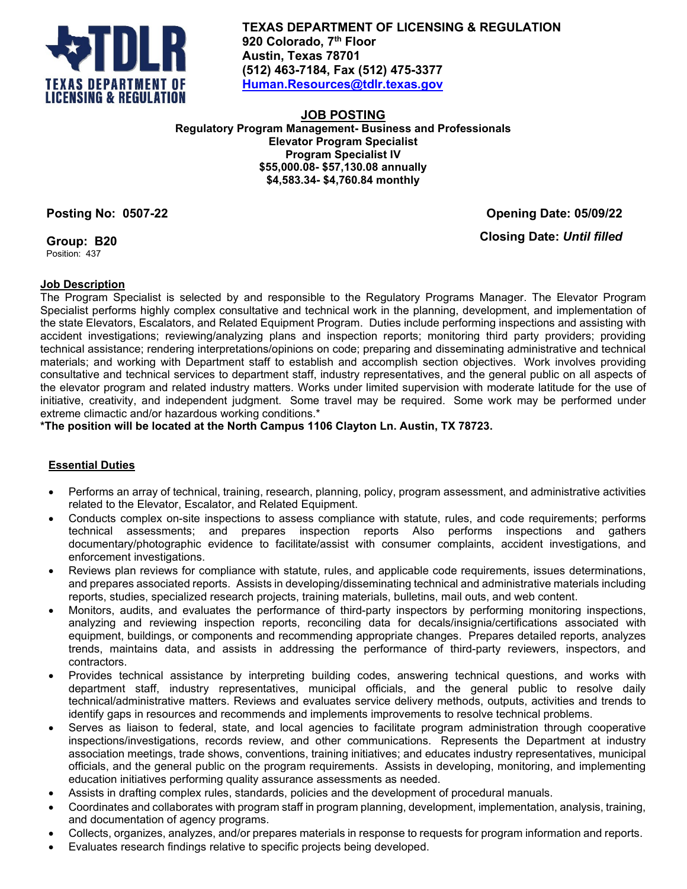**TEXAS DEPARTMENT OF LICENSING & REGULATION**
**920 Colorado, 7th Floor**
**Austin, Texas 78701**
**(512) 463-7184, Fax (512) 475-3377**
**Human.Resources@tdlr.texas.gov**

# JOB POSTING

**Regulatory Program Management- Business and Professionals**
**Elevator Program Specialist**
**Program Specialist IV**
**$55,000.08- $57,130.08 annually**
**$4,583.34- $4,760.84 monthly**

**Posting No: 0507-22**

**Opening Date: 05/09/22**

**Group: B20**
Position: 437

**Closing Date: *Until filled***

## Job Description

The Program Specialist is selected by and responsible to the Regulatory Programs Manager. The Elevator Program Specialist performs highly complex consultative and technical work in the planning, development, and implementation of the state Elevators, Escalators, and Related Equipment Program. Duties include performing inspections and assisting with accident investigations; reviewing/analyzing plans and inspection reports; monitoring third party providers; providing technical assistance; rendering interpretations/opinions on code; preparing and disseminating administrative and technical materials; and working with Department staff to establish and accomplish section objectives. Work involves providing consultative and technical services to department staff, industry representatives, and the general public on all aspects of the elevator program and related industry matters. Works under limited supervision with moderate latitude for the use of initiative, creativity, and independent judgment. Some travel may be required. Some work may be performed under extreme climactic and/or hazardous working conditions.*

***The position will be located at the North Campus 1106 Clayton Ln. Austin, TX 78723.**

## Essential Duties

- Performs an array of technical, training, research, planning, policy, program assessment, and administrative activities related to the Elevator, Escalator, and Related Equipment.
- Conducts complex on-site inspections to assess compliance with statute, rules, and code requirements; performs technical assessments; and prepares inspection reports Also performs inspections and gathers documentary/photographic evidence to facilitate/assist with consumer complaints, accident investigations, and enforcement investigations.
- Reviews plan reviews for compliance with statute, rules, and applicable code requirements, issues determinations, and prepares associated reports. Assists in developing/disseminating technical and administrative materials including reports, studies, specialized research projects, training materials, bulletins, mail outs, and web content.
- Monitors, audits, and evaluates the performance of third-party inspectors by performing monitoring inspections, analyzing and reviewing inspection reports, reconciling data for decals/insignia/certifications associated with equipment, buildings, or components and recommending appropriate changes. Prepares detailed reports, analyzes trends, maintains data, and assists in addressing the performance of third-party reviewers, inspectors, and contractors.
- Provides technical assistance by interpreting building codes, answering technical questions, and works with department staff, industry representatives, municipal officials, and the general public to resolve daily technical/administrative matters. Reviews and evaluates service delivery methods, outputs, activities and trends to identify gaps in resources and recommends and implements improvements to resolve technical problems.
- Serves as liaison to federal, state, and local agencies to facilitate program administration through cooperative inspections/investigations, records review, and other communications. Represents the Department at industry association meetings, trade shows, conventions, training initiatives; and educates industry representatives, municipal officials, and the general public on the program requirements. Assists in developing, monitoring, and implementing education initiatives performing quality assurance assessments as needed.
- Assists in drafting complex rules, standards, policies and the development of procedural manuals.
- Coordinates and collaborates with program staff in program planning, development, implementation, analysis, training, and documentation of agency programs.
- Collects, organizes, analyzes, and/or prepares materials in response to requests for program information and reports.
- Evaluates research findings relative to specific projects being developed.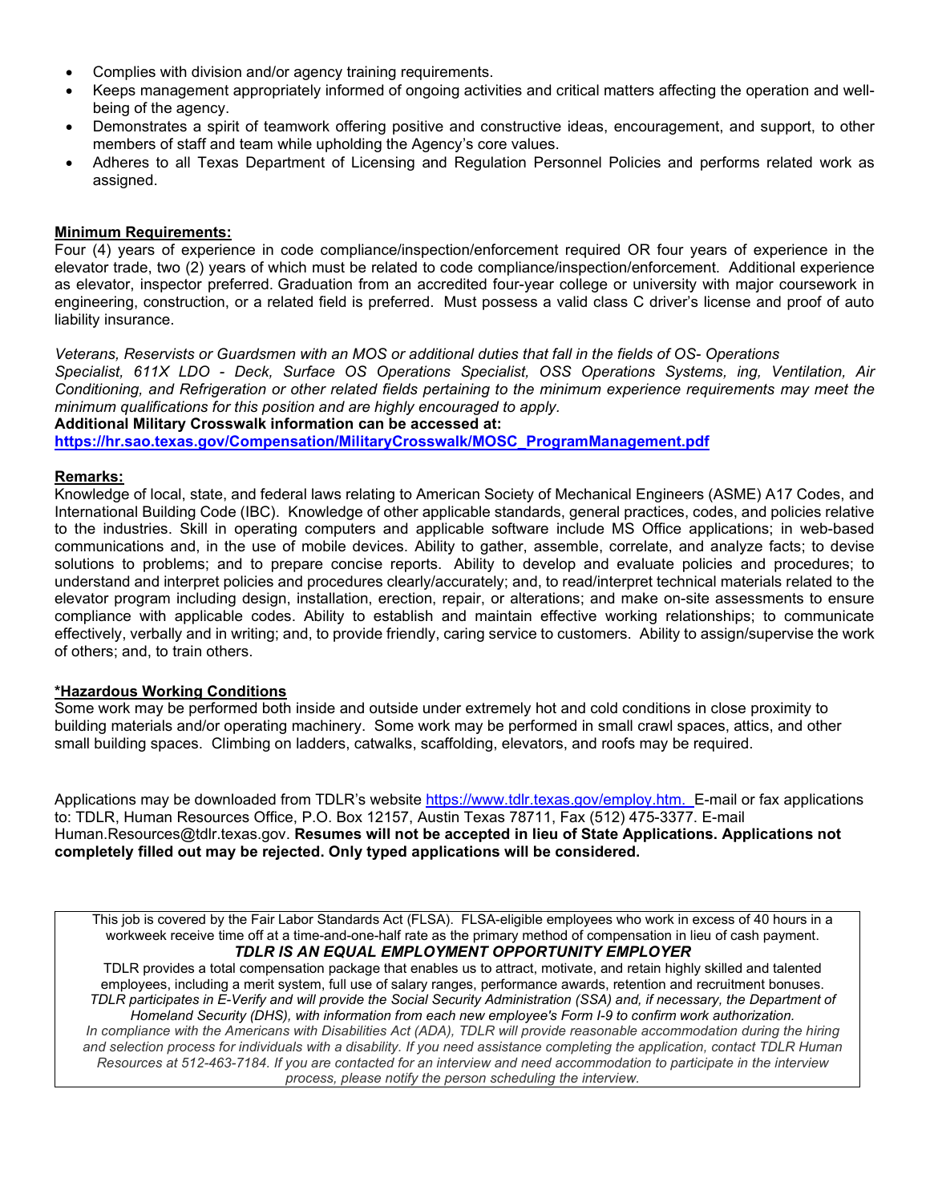- Complies with division and/or agency training requirements.
- Keeps management appropriately informed of ongoing activities and critical matters affecting the operation and well-being of the agency.
- Demonstrates a spirit of teamwork offering positive and constructive ideas, encouragement, and support, to other members of staff and team while upholding the Agency's core values.
- Adheres to all Texas Department of Licensing and Regulation Personnel Policies and performs related work as assigned.

**Minimum Requirements:**

Four (4) years of experience in code compliance/inspection/enforcement required OR four years of experience in the elevator trade, two (2) years of which must be related to code compliance/inspection/enforcement. Additional experience as elevator, inspector preferred. Graduation from an accredited four-year college or university with major coursework in engineering, construction, or a related field is preferred. Must possess a valid class C driver's license and proof of auto liability insurance.

*Veterans, Reservists or Guardsmen with an MOS or additional duties that fall in the fields of OS- Operations Specialist, 611X LDO - Deck, Surface OS Operations Specialist, OSS Operations Systems, ing, Ventilation, Air Conditioning, and Refrigeration or other related fields pertaining to the minimum experience requirements may meet the minimum qualifications for this position and are highly encouraged to apply.*

**Additional Military Crosswalk information can be accessed at:**
**https://hr.sao.texas.gov/Compensation/MilitaryCrosswalk/MOSC_ProgramManagement.pdf**

**Remarks:**

Knowledge of local, state, and federal laws relating to American Society of Mechanical Engineers (ASME) A17 Codes, and International Building Code (IBC). Knowledge of other applicable standards, general practices, codes, and policies relative to the industries. Skill in operating computers and applicable software include MS Office applications; in web-based communications and, in the use of mobile devices. Ability to gather, assemble, correlate, and analyze facts; to devise solutions to problems; and to prepare concise reports. Ability to develop and evaluate policies and procedures; to understand and interpret policies and procedures clearly/accurately; and, to read/interpret technical materials related to the elevator program including design, installation, erection, repair, or alterations; and make on-site assessments to ensure compliance with applicable codes. Ability to establish and maintain effective working relationships; to communicate effectively, verbally and in writing; and, to provide friendly, caring service to customers. Ability to assign/supervise the work of others; and, to train others.

**\*Hazardous Working Conditions**

Some work may be performed both inside and outside under extremely hot and cold conditions in close proximity to building materials and/or operating machinery. Some work may be performed in small crawl spaces, attics, and other small building spaces. Climbing on ladders, catwalks, scaffolding, elevators, and roofs may be required.

Applications may be downloaded from TDLR's website https://www.tdlr.texas.gov/employ.htm. E-mail or fax applications to: TDLR, Human Resources Office, P.O. Box 12157, Austin Texas 78711, Fax (512) 475-3377. E-mail Human.Resources@tdlr.texas.gov. **Resumes will not be accepted in lieu of State Applications. Applications not completely filled out may be rejected. Only typed applications will be considered.**

This job is covered by the Fair Labor Standards Act (FLSA). FLSA-eligible employees who work in excess of 40 hours in a workweek receive time off at a time-and-one-half rate as the primary method of compensation in lieu of cash payment.

***TDLR IS AN EQUAL EMPLOYMENT OPPORTUNITY EMPLOYER***

TDLR provides a total compensation package that enables us to attract, motivate, and retain highly skilled and talented employees, including a merit system, full use of salary ranges, performance awards, retention and recruitment bonuses.

*TDLR participates in E-Verify and will provide the Social Security Administration (SSA) and, if necessary, the Department of Homeland Security (DHS), with information from each new employee's Form I-9 to confirm work authorization.*

*In compliance with the Americans with Disabilities Act (ADA), TDLR will provide reasonable accommodation during the hiring and selection process for individuals with a disability. If you need assistance completing the application, contact TDLR Human Resources at 512-463-7184. If you are contacted for an interview and need accommodation to participate in the interview process, please notify the person scheduling the interview.*